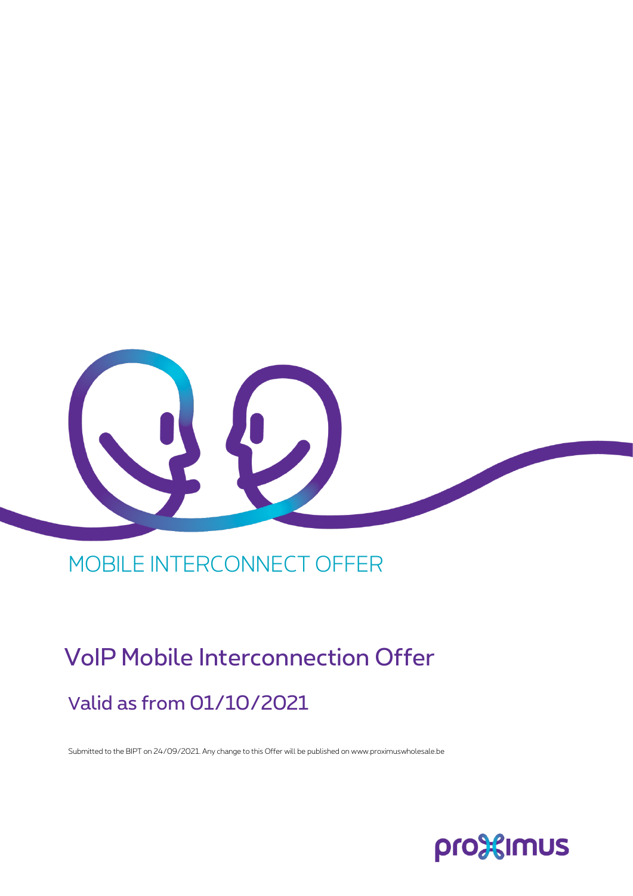MOBILE INTERCONNECT OFFER

# VoIP Mobile Interconnection Offer

## Valid as from 01/10/2021

Submitted to the BIPT on 24/09/2021. Any change to this Offer will be published on www.proximuswholesale.be

proximus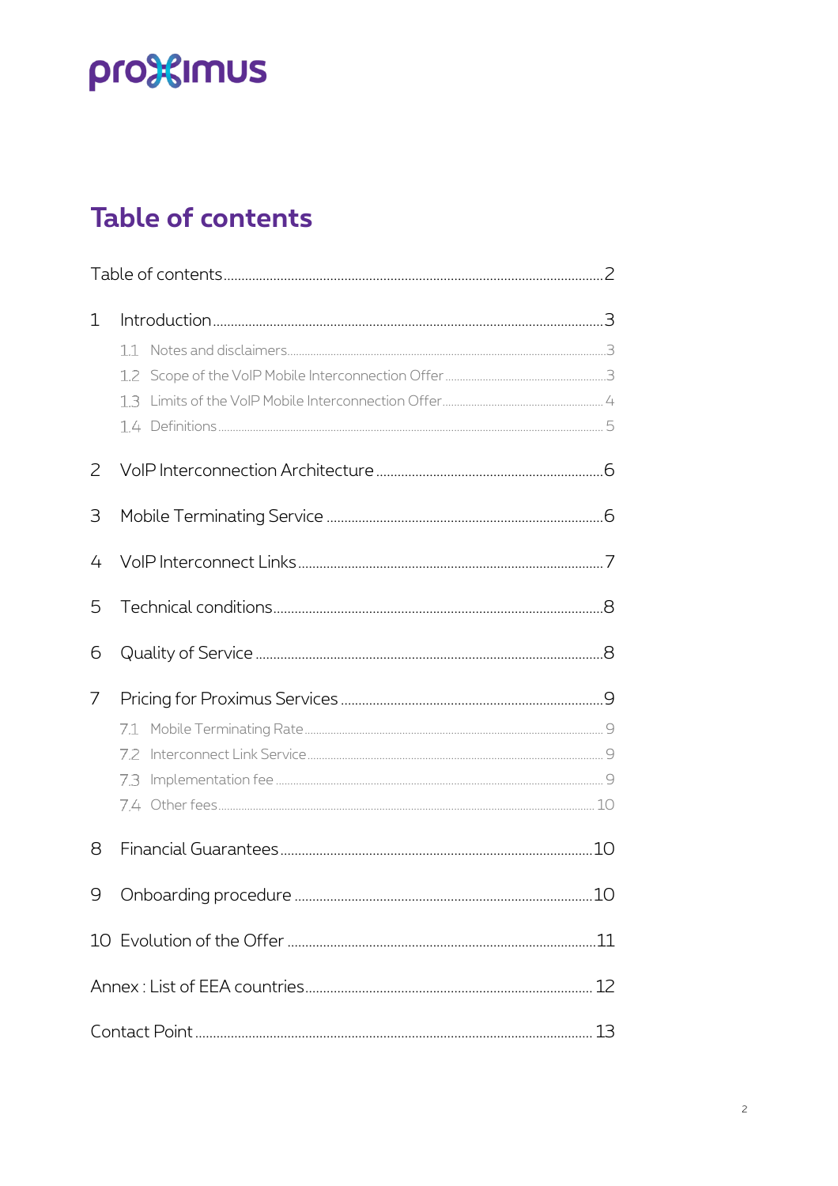# Table of contents

Table of contents ..... 2

1 Introduction ..... 3

- 1.1 Notes and disclaimers ..... 3
- 1.2 Scope of the VoIP Mobile Interconnection Offer ..... 3
- 1.3 Limits of the VoIP Mobile Interconnection Offer ..... 4
- 1.4 Definitions ..... 5

2 VoIP Interconnection Architecture ..... 6

3 Mobile Terminating Service ..... 6

4 VoIP Interconnect Links ..... 7

5 Technical conditions ..... 8

6 Quality of Service ..... 8

7 Pricing for Proximus Services ..... 9

- 7.1 Mobile Terminating Rate ..... 9
- 7.2 Interconnect Link Service ..... 9
- 7.3 Implementation fee ..... 9
- 7.4 Other fees ..... 10

8 Financial Guarantees ..... 10

9 Onboarding procedure ..... 10

10 Evolution of the Offer ..... 11

Annex : List of EEA countries ..... 12

Contact Point ..... 13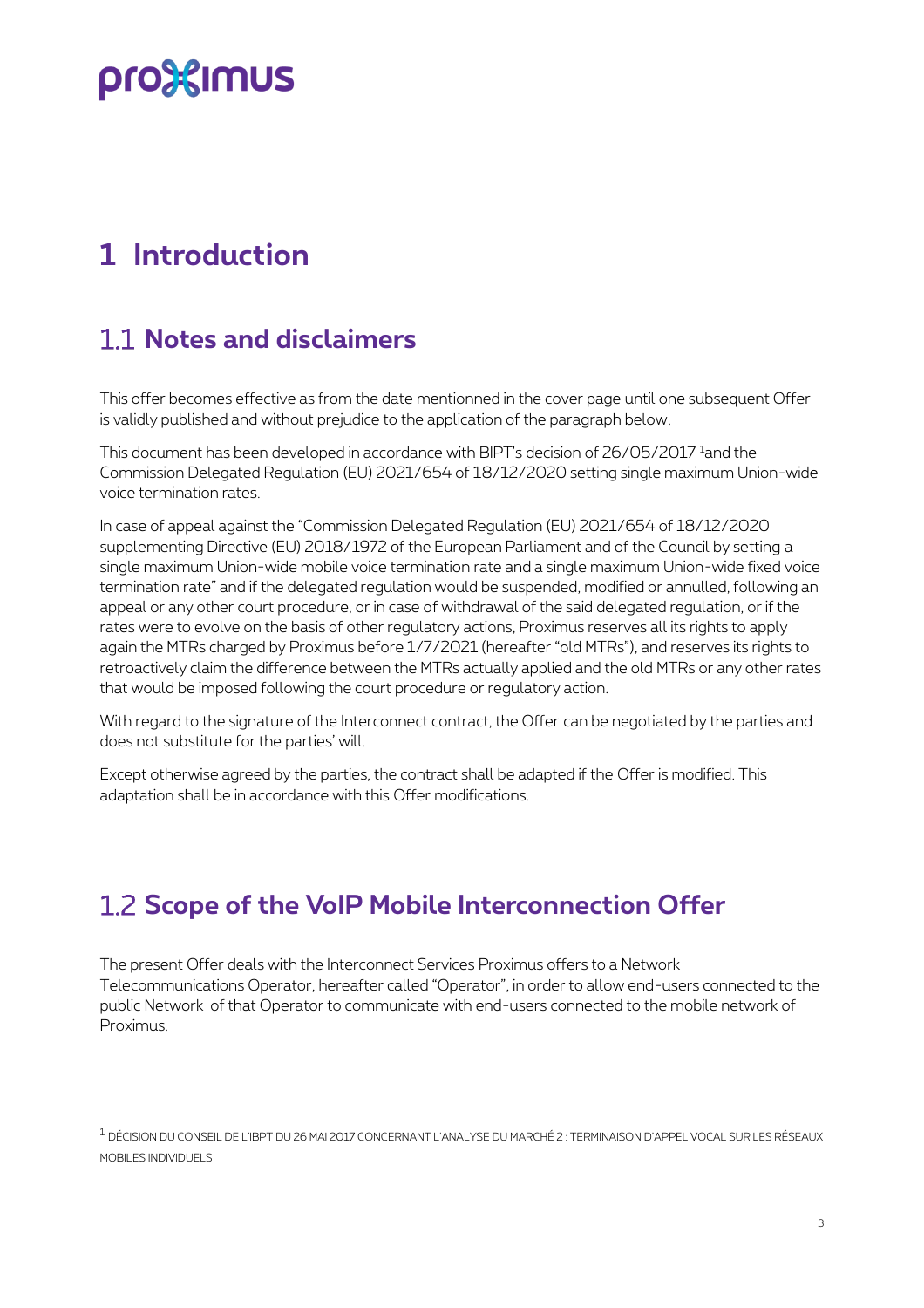# 1 Introduction

## 1.1 Notes and disclaimers

This offer becomes effective as from the date mentionned in the cover page until one subsequent Offer is validly published and without prejudice to the application of the paragraph below.

This document has been developed in accordance with BIPT's decision of 26/05/2017 [1]and the Commission Delegated Regulation (EU) 2021/654 of 18/12/2020 setting single maximum Union-wide voice termination rates.

In case of appeal against the "Commission Delegated Regulation (EU) 2021/654 of 18/12/2020 supplementing Directive (EU) 2018/1972 of the European Parliament and of the Council by setting a single maximum Union-wide mobile voice termination rate and a single maximum Union-wide fixed voice termination rate" and if the delegated regulation would be suspended, modified or annulled, following an appeal or any other court procedure, or in case of withdrawal of the said delegated regulation, or if the rates were to evolve on the basis of other regulatory actions, Proximus reserves all its rights to apply again the MTRs charged by Proximus before 1/7/2021 (hereafter "old MTRs"), and reserves its rights to retroactively claim the difference between the MTRs actually applied and the old MTRs or any other rates that would be imposed following the court procedure or regulatory action.

With regard to the signature of the Interconnect contract, the Offer can be negotiated by the parties and does not substitute for the parties' will.

Except otherwise agreed by the parties, the contract shall be adapted if the Offer is modified. This adaptation shall be in accordance with this Offer modifications.

## 1.2 Scope of the VoIP Mobile Interconnection Offer

The present Offer deals with the Interconnect Services Proximus offers to a Network Telecommunications Operator, hereafter called "Operator", in order to allow end-users connected to the public Network of that Operator to communicate with end-users connected to the mobile network of Proximus.

[1] DÉCISION DU CONSEIL DE L'IBPT DU 26 MAI 2017 CONCERNANT L'ANALYSE DU MARCHÉ 2 : TERMINAISON D'APPEL VOCAL SUR LES RÉSEAUX MOBILES INDIVIDUELS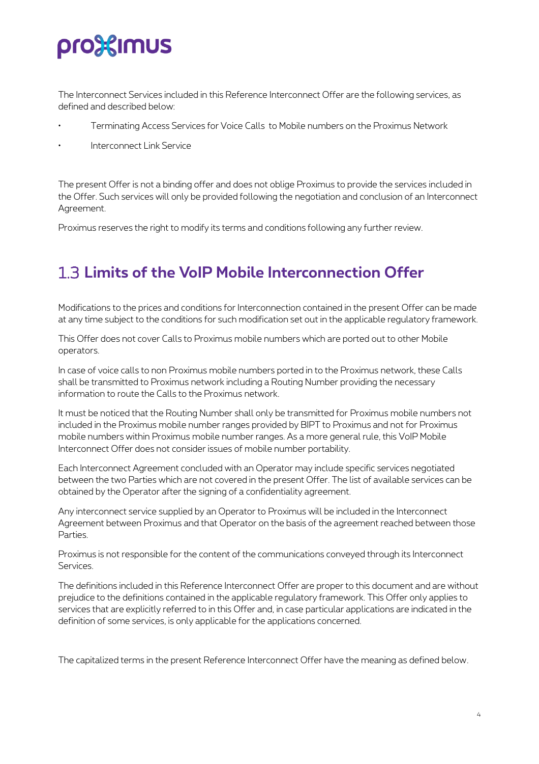The Interconnect Services included in this Reference Interconnect Offer are the following services, as defined and described below:

- Terminating Access Services for Voice Calls to Mobile numbers on the Proximus Network
- Interconnect Link Service

The present Offer is not a binding offer and does not oblige Proximus to provide the services included in the Offer. Such services will only be provided following the negotiation and conclusion of an Interconnect Agreement.

Proximus reserves the right to modify its terms and conditions following any further review.

## 1.3 Limits of the VoIP Mobile Interconnection Offer

Modifications to the prices and conditions for Interconnection contained in the present Offer can be made at any time subject to the conditions for such modification set out in the applicable regulatory framework.

This Offer does not cover Calls to Proximus mobile numbers which are ported out to other Mobile operators.

In case of voice calls to non Proximus mobile numbers ported in to the Proximus network, these Calls shall be transmitted to Proximus network including a Routing Number providing the necessary information to route the Calls to the Proximus network.

It must be noticed that the Routing Number shall only be transmitted for Proximus mobile numbers not included in the Proximus mobile number ranges provided by BIPT to Proximus and not for Proximus mobile numbers within Proximus mobile number ranges. As a more general rule, this VoIP Mobile Interconnect Offer does not consider issues of mobile number portability.

Each Interconnect Agreement concluded with an Operator may include specific services negotiated between the two Parties which are not covered in the present Offer. The list of available services can be obtained by the Operator after the signing of a confidentiality agreement.

Any interconnect service supplied by an Operator to Proximus will be included in the Interconnect Agreement between Proximus and that Operator on the basis of the agreement reached between those Parties.

Proximus is not responsible for the content of the communications conveyed through its Interconnect Services.

The definitions included in this Reference Interconnect Offer are proper to this document and are without prejudice to the definitions contained in the applicable regulatory framework. This Offer only applies to services that are explicitly referred to in this Offer and, in case particular applications are indicated in the definition of some services, is only applicable for the applications concerned.

The capitalized terms in the present Reference Interconnect Offer have the meaning as defined below.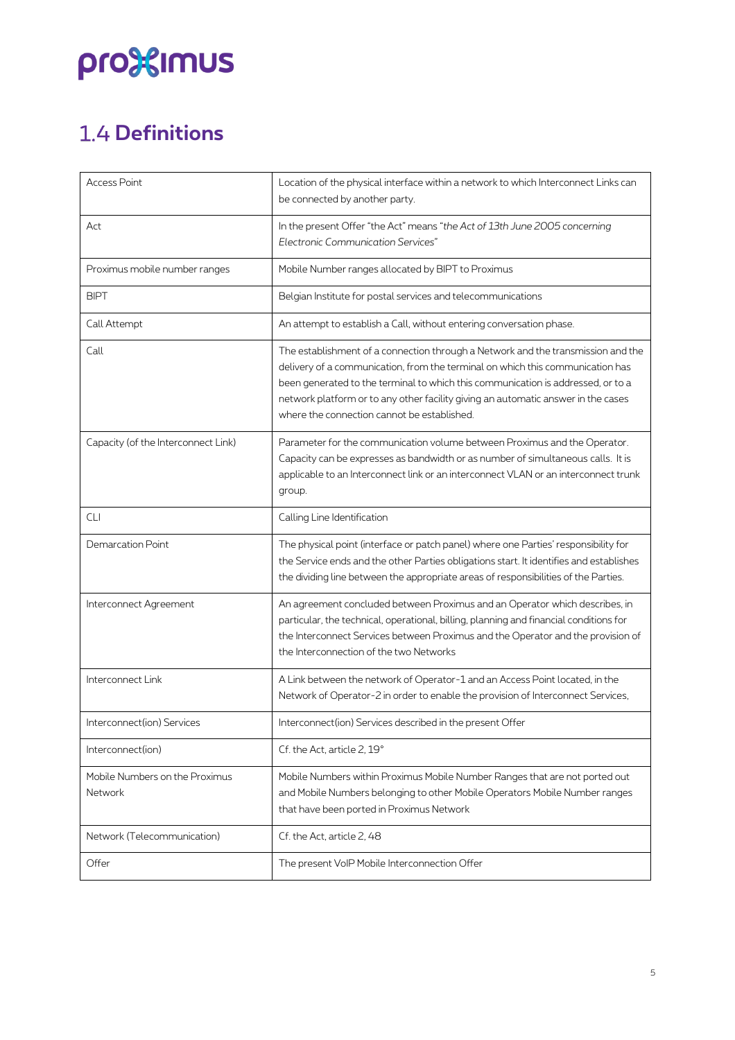## 1.4 Definitions

| Access Point | Location of the physical interface within a network to which Interconnect Links can be connected by another party. |
|---|---|
| Act | In the present Offer "the Act" means "*the Act of 13th June 2005 concerning Electronic Communication Services*" |
| Proximus mobile number ranges | Mobile Number ranges allocated by BIPT to Proximus |
| BIPT | Belgian Institute for postal services and telecommunications |
| Call Attempt | An attempt to establish a Call, without entering conversation phase. |
| Call | The establishment of a connection through a Network and the transmission and the delivery of a communication, from the terminal on which this communication has been generated to the terminal to which this communication is addressed, or to a network platform or to any other facility giving an automatic answer in the cases where the connection cannot be established. |
| Capacity (of the Interconnect Link) | Parameter for the communication volume between Proximus and the Operator. Capacity can be expresses as bandwidth or as number of simultaneous calls. It is applicable to an Interconnect link or an interconnect VLAN or an interconnect trunk group. |
| CLI | Calling Line Identification |
| Demarcation Point | The physical point (interface or patch panel) where one Parties' responsibility for the Service ends and the other Parties obligations start. It identifies and establishes the dividing line between the appropriate areas of responsibilities of the Parties. |
| Interconnect Agreement | An agreement concluded between Proximus and an Operator which describes, in particular, the technical, operational, billing, planning and financial conditions for the Interconnect Services between Proximus and the Operator and the provision of the Interconnection of the two Networks |
| Interconnect Link | A Link between the network of Operator-1 and an Access Point located, in the Network of Operator-2 in order to enable the provision of Interconnect Services, |
| Interconnect(ion) Services | Interconnect(ion) Services described in the present Offer |
| Interconnect(ion) | Cf. the Act, article 2, 19° |
| Mobile Numbers on the Proximus Network | Mobile Numbers within Proximus Mobile Number Ranges that are not ported out and Mobile Numbers belonging to other Mobile Operators Mobile Number ranges that have been ported in Proximus Network |
| Network (Telecommunication) | Cf. the Act, article 2, 48 |
| Offer | The present VoIP Mobile Interconnection Offer |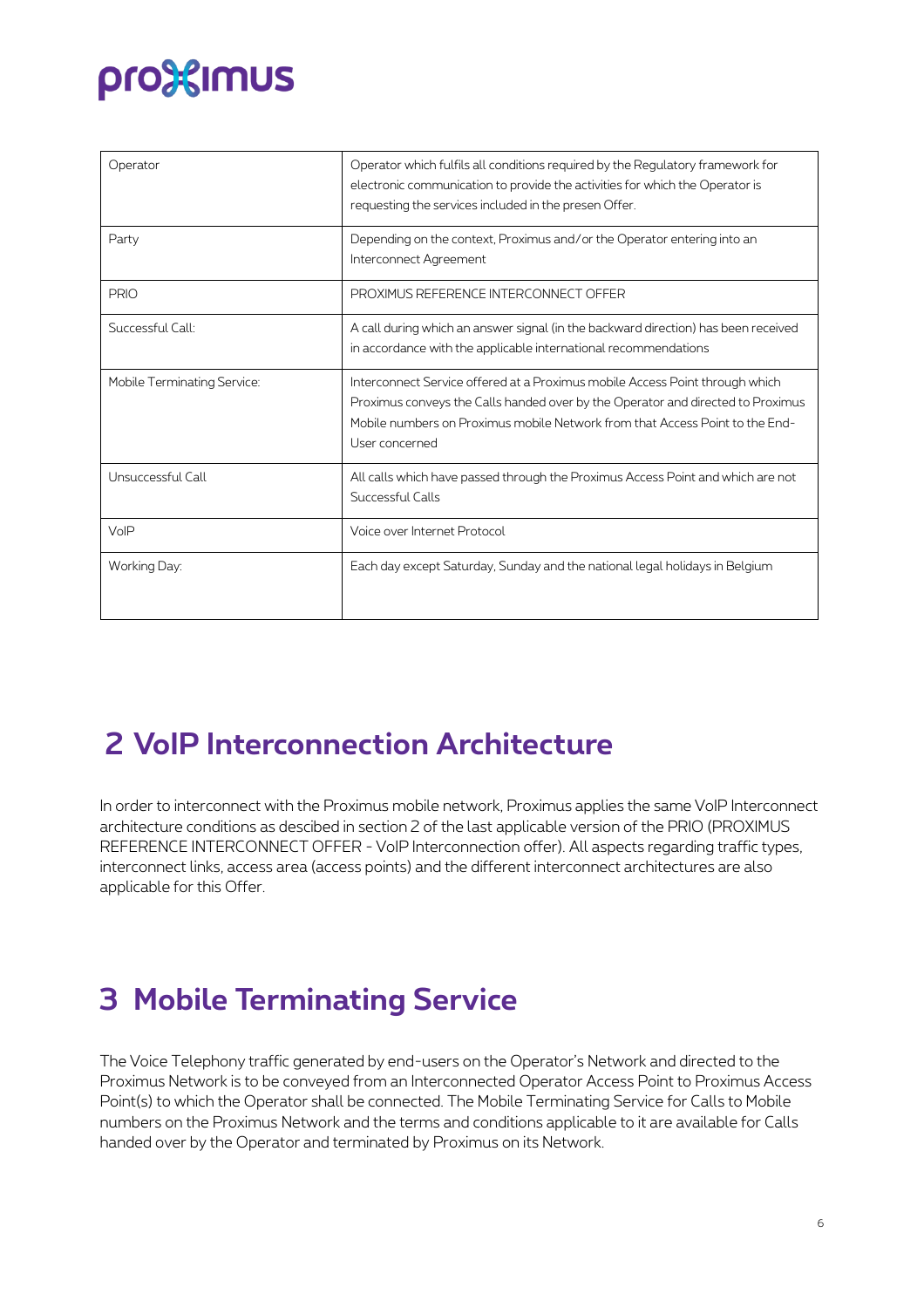| | |
|---|---|
| Operator | Operator which fulfils all conditions required by the Regulatory framework for electronic communication to provide the activities for which the Operator is requesting the services included in the presen Offer. |
| Party | Depending on the context, Proximus and/or the Operator entering into an Interconnect Agreement |
| PRIO | PROXIMUS REFERENCE INTERCONNECT OFFER |
| Successful Call: | A call during which an answer signal (in the backward direction) has been received in accordance with the applicable international recommendations |
| Mobile Terminating Service: | Interconnect Service offered at a Proximus mobile Access Point through which Proximus conveys the Calls handed over by the Operator and directed to Proximus Mobile numbers on Proximus mobile Network from that Access Point to the End-User concerned |
| Unsuccessful Call | All calls which have passed through the Proximus Access Point and which are not Successful Calls |
| VoIP | Voice over Internet Protocol |
| Working Day: | Each day except Saturday, Sunday and the national legal holidays in Belgium |

# 2 VoIP Interconnection Architecture

In order to interconnect with the Proximus mobile network, Proximus applies the same VoIP Interconnect architecture conditions as descibed in section 2 of the last applicable version of the PRIO (PROXIMUS REFERENCE INTERCONNECT OFFER - VoIP Interconnection offer). All aspects regarding traffic types, interconnect links, access area (access points) and the different interconnect architectures are also applicable for this Offer.

# 3 Mobile Terminating Service

The Voice Telephony traffic generated by end-users on the Operator's Network and directed to the Proximus Network is to be conveyed from an Interconnected Operator Access Point to Proximus Access Point(s) to which the Operator shall be connected. The Mobile Terminating Service for Calls to Mobile numbers on the Proximus Network and the terms and conditions applicable to it are available for Calls handed over by the Operator and terminated by Proximus on its Network.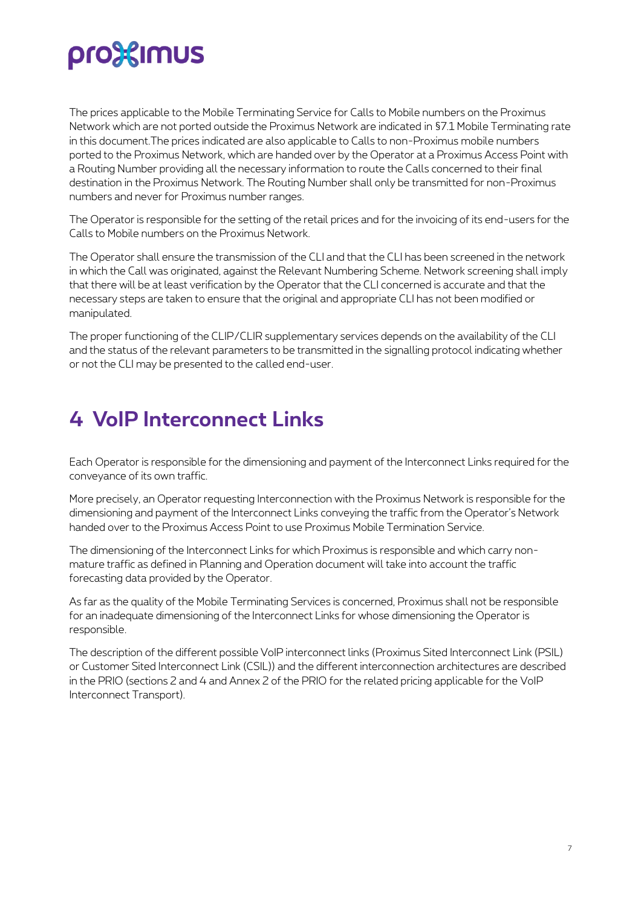The prices applicable to the Mobile Terminating Service for Calls to Mobile numbers on the Proximus Network which are not ported outside the Proximus Network are indicated in §7.1 Mobile Terminating rate in this document.The prices indicated are also applicable to Calls to non-Proximus mobile numbers ported to the Proximus Network, which are handed over by the Operator at a Proximus Access Point with a Routing Number providing all the necessary information to route the Calls concerned to their final destination in the Proximus Network. The Routing Number shall only be transmitted for non-Proximus numbers and never for Proximus number ranges.

The Operator is responsible for the setting of the retail prices and for the invoicing of its end-users for the Calls to Mobile numbers on the Proximus Network.

The Operator shall ensure the transmission of the CLI and that the CLI has been screened in the network in which the Call was originated, against the Relevant Numbering Scheme. Network screening shall imply that there will be at least verification by the Operator that the CLI concerned is accurate and that the necessary steps are taken to ensure that the original and appropriate CLI has not been modified or manipulated.

The proper functioning of the CLIP/CLIR supplementary services depends on the availability of the CLI and the status of the relevant parameters to be transmitted in the signalling protocol indicating whether or not the CLI may be presented to the called end-user.

# 4 VoIP Interconnect Links

Each Operator is responsible for the dimensioning and payment of the Interconnect Links required for the conveyance of its own traffic.

More precisely, an Operator requesting Interconnection with the Proximus Network is responsible for the dimensioning and payment of the Interconnect Links conveying the traffic from the Operator's Network handed over to the Proximus Access Point to use Proximus Mobile Termination Service.

The dimensioning of the Interconnect Links for which Proximus is responsible and which carry non-mature traffic as defined in Planning and Operation document will take into account the traffic forecasting data provided by the Operator.

As far as the quality of the Mobile Terminating Services is concerned, Proximus shall not be responsible for an inadequate dimensioning of the Interconnect Links for whose dimensioning the Operator is responsible.

The description of the different possible VoIP interconnect links (Proximus Sited Interconnect Link (PSIL) or Customer Sited Interconnect Link (CSIL)) and the different interconnection architectures are described in the PRIO (sections 2 and 4 and Annex 2 of the PRIO for the related pricing applicable for the VoIP Interconnect Transport).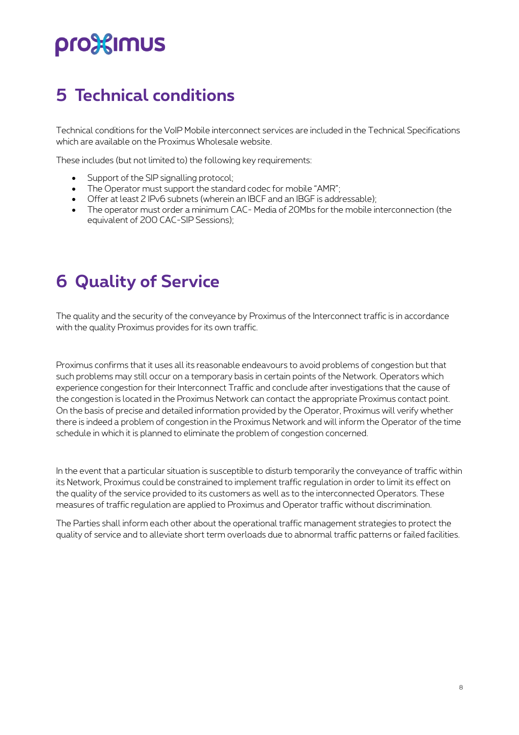# 5 Technical conditions

Technical conditions for the VoIP Mobile interconnect services are included in the Technical Specifications which are available on the Proximus Wholesale website.

These includes (but not limited to) the following key requirements:

- Support of the SIP signalling protocol;
- The Operator must support the standard codec for mobile "AMR";
- Offer at least 2 IPv6 subnets (wherein an IBCF and an IBGF is addressable);
- The operator must order a minimum CAC- Media of 20Mbs for the mobile interconnection (the equivalent of 200 CAC-SIP Sessions);

# 6 Quality of Service

The quality and the security of the conveyance by Proximus of the Interconnect traffic is in accordance with the quality Proximus provides for its own traffic.

Proximus confirms that it uses all its reasonable endeavours to avoid problems of congestion but that such problems may still occur on a temporary basis in certain points of the Network. Operators which experience congestion for their Interconnect Traffic and conclude after investigations that the cause of the congestion is located in the Proximus Network can contact the appropriate Proximus contact point. On the basis of precise and detailed information provided by the Operator, Proximus will verify whether there is indeed a problem of congestion in the Proximus Network and will inform the Operator of the time schedule in which it is planned to eliminate the problem of congestion concerned.

In the event that a particular situation is susceptible to disturb temporarily the conveyance of traffic within its Network, Proximus could be constrained to implement traffic regulation in order to limit its effect on the quality of the service provided to its customers as well as to the interconnected Operators. These measures of traffic regulation are applied to Proximus and Operator traffic without discrimination.

The Parties shall inform each other about the operational traffic management strategies to protect the quality of service and to alleviate short term overloads due to abnormal traffic patterns or failed facilities.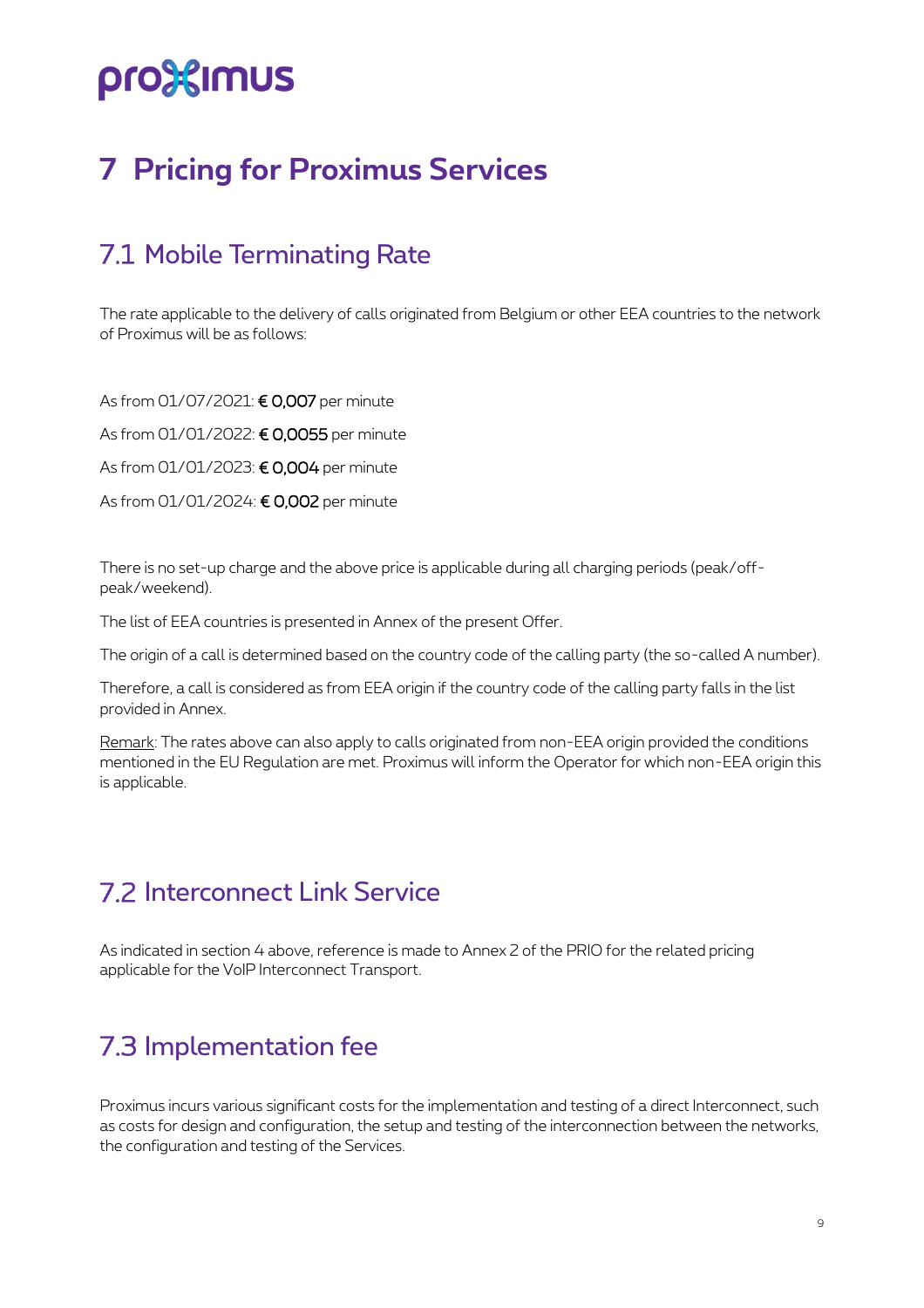# 7 Pricing for Proximus Services

## 7.1 Mobile Terminating Rate

The rate applicable to the delivery of calls originated from Belgium or other EEA countries to the network of Proximus will be as follows:

As from 01/07/2021: **€ 0,007** per minute

As from 01/01/2022: **€ 0,0055** per minute

As from 01/01/2023: **€ 0,004** per minute

As from 01/01/2024: **€ 0,002** per minute

There is no set-up charge and the above price is applicable during all charging periods (peak/off-peak/weekend).

The list of EEA countries is presented in Annex of the present Offer.

The origin of a call is determined based on the country code of the calling party (the so-called A number).

Therefore, a call is considered as from EEA origin if the country code of the calling party falls in the list provided in Annex.

Remark: The rates above can also apply to calls originated from non-EEA origin provided the conditions mentioned in the EU Regulation are met. Proximus will inform the Operator for which non-EEA origin this is applicable.

## 7.2 Interconnect Link Service

As indicated in section 4 above, reference is made to Annex 2 of the PRIO for the related pricing applicable for the VoIP Interconnect Transport.

## 7.3 Implementation fee

Proximus incurs various significant costs for the implementation and testing of a direct Interconnect, such as costs for design and configuration, the setup and testing of the interconnection between the networks, the configuration and testing of the Services.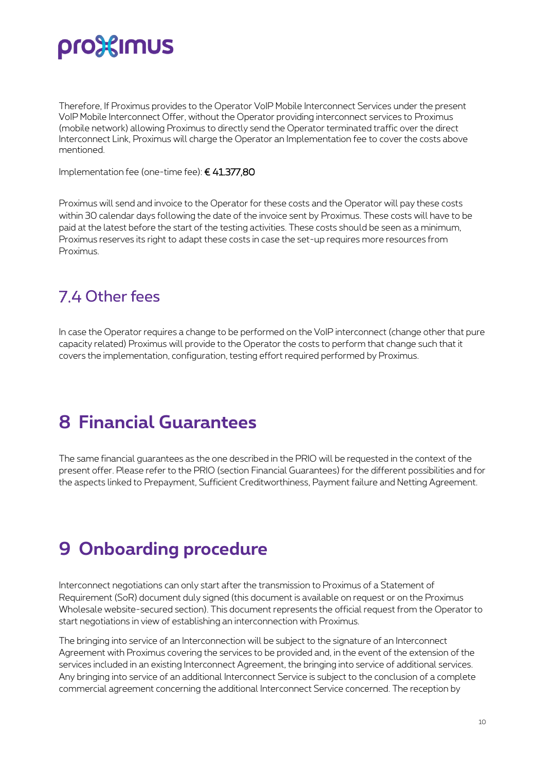Therefore, If Proximus provides to the Operator VoIP Mobile Interconnect Services under the present VoIP Mobile Interconnect Offer, without the Operator providing interconnect services to Proximus (mobile network) allowing Proximus to directly send the Operator terminated traffic over the direct Interconnect Link, Proximus will charge the Operator an Implementation fee to cover the costs above mentioned.

Implementation fee (one-time fee): € 41.377,80

Proximus will send and invoice to the Operator for these costs and the Operator will pay these costs within 30 calendar days following the date of the invoice sent by Proximus. These costs will have to be paid at the latest before the start of the testing activities. These costs should be seen as a minimum, Proximus reserves its right to adapt these costs in case the set-up requires more resources from Proximus.

## 7.4 Other fees

In case the Operator requires a change to be performed on the VoIP interconnect (change other that pure capacity related) Proximus will provide to the Operator the costs to perform that change such that it covers the implementation, configuration, testing effort required performed by Proximus.

# 8 Financial Guarantees

The same financial guarantees as the one described in the PRIO will be requested in the context of the present offer. Please refer to the PRIO (section Financial Guarantees) for the different possibilities and for the aspects linked to Prepayment, Sufficient Creditworthiness, Payment failure and Netting Agreement.

# 9 Onboarding procedure

Interconnect negotiations can only start after the transmission to Proximus of a Statement of Requirement (SoR) document duly signed (this document is available on request or on the Proximus Wholesale website-secured section). This document represents the official request from the Operator to start negotiations in view of establishing an interconnection with Proximus.

The bringing into service of an Interconnection will be subject to the signature of an Interconnect Agreement with Proximus covering the services to be provided and, in the event of the extension of the services included in an existing Interconnect Agreement, the bringing into service of additional services. Any bringing into service of an additional Interconnect Service is subject to the conclusion of a complete commercial agreement concerning the additional Interconnect Service concerned. The reception by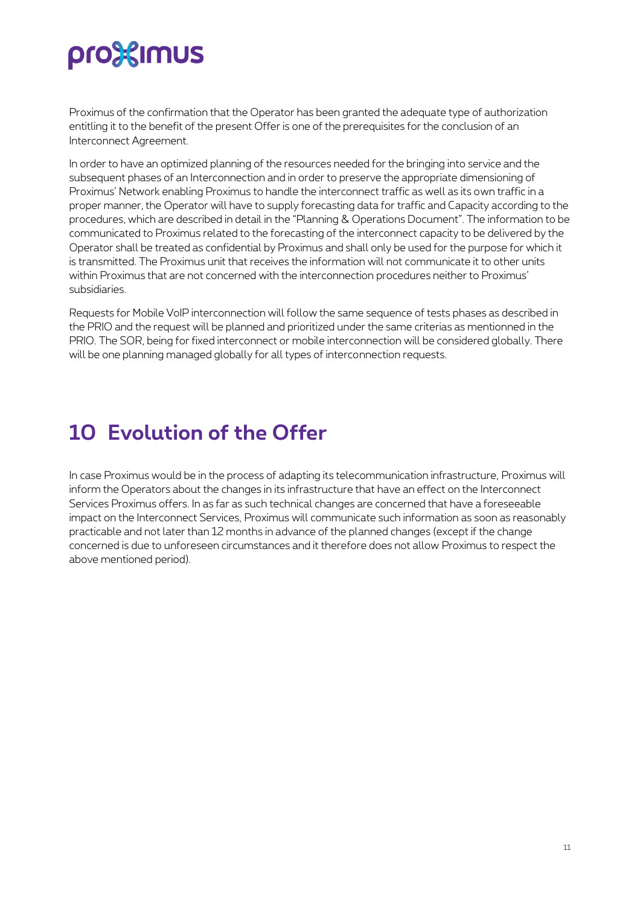Proximus of the confirmation that the Operator has been granted the adequate type of authorization entitling it to the benefit of the present Offer is one of the prerequisites for the conclusion of an Interconnect Agreement.

In order to have an optimized planning of the resources needed for the bringing into service and the subsequent phases of an Interconnection and in order to preserve the appropriate dimensioning of Proximus' Network enabling Proximus to handle the interconnect traffic as well as its own traffic in a proper manner, the Operator will have to supply forecasting data for traffic and Capacity according to the procedures, which are described in detail in the "Planning & Operations Document". The information to be communicated to Proximus related to the forecasting of the interconnect capacity to be delivered by the Operator shall be treated as confidential by Proximus and shall only be used for the purpose for which it is transmitted. The Proximus unit that receives the information will not communicate it to other units within Proximus that are not concerned with the interconnection procedures neither to Proximus' subsidiaries.

Requests for Mobile VoIP interconnection will follow the same sequence of tests phases as described in the PRIO and the request will be planned and prioritized under the same criterias as mentionned in the PRIO. The SOR, being for fixed interconnect or mobile interconnection will be considered globally. There will be one planning managed globally for all types of interconnection requests.

# 10 Evolution of the Offer

In case Proximus would be in the process of adapting its telecommunication infrastructure, Proximus will inform the Operators about the changes in its infrastructure that have an effect on the Interconnect Services Proximus offers. In as far as such technical changes are concerned that have a foreseeable impact on the Interconnect Services, Proximus will communicate such information as soon as reasonably practicable and not later than 12 months in advance of the planned changes (except if the change concerned is due to unforeseen circumstances and it therefore does not allow Proximus to respect the above mentioned period).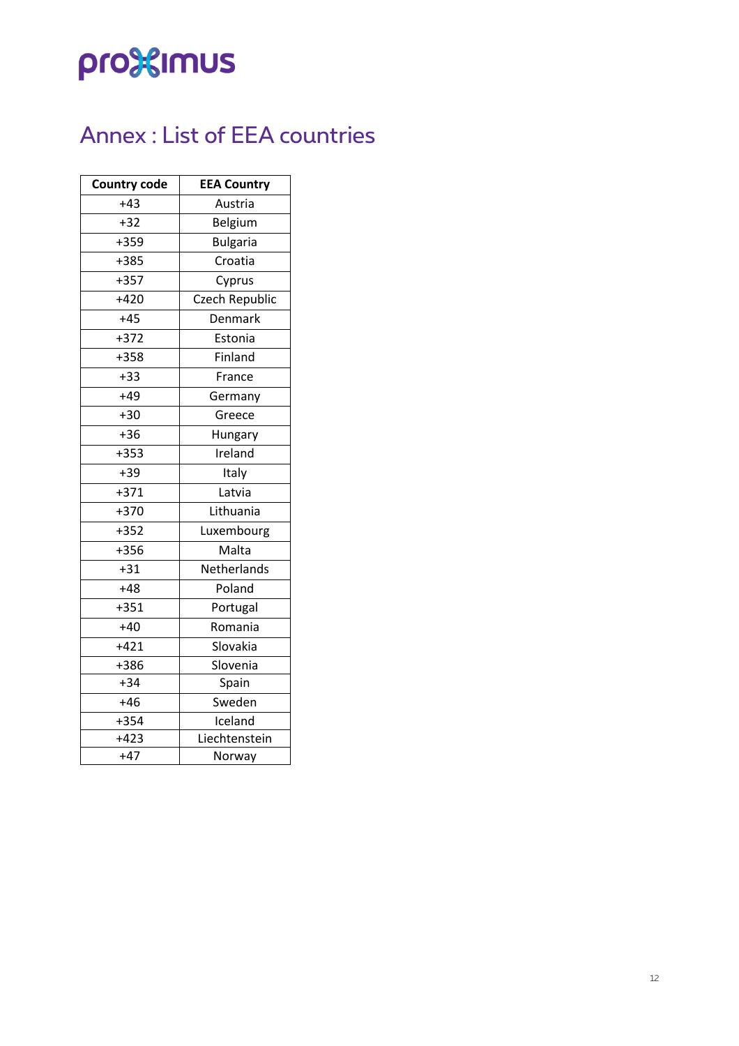## Annex : List of EEA countries

| Country code | EEA Country |
|---|---|
| +43 | Austria |
| +32 | Belgium |
| +359 | Bulgaria |
| +385 | Croatia |
| +357 | Cyprus |
| +420 | Czech Republic |
| +45 | Denmark |
| +372 | Estonia |
| +358 | Finland |
| +33 | France |
| +49 | Germany |
| +30 | Greece |
| +36 | Hungary |
| +353 | Ireland |
| +39 | Italy |
| +371 | Latvia |
| +370 | Lithuania |
| +352 | Luxembourg |
| +356 | Malta |
| +31 | Netherlands |
| +48 | Poland |
| +351 | Portugal |
| +40 | Romania |
| +421 | Slovakia |
| +386 | Slovenia |
| +34 | Spain |
| +46 | Sweden |
| +354 | Iceland |
| +423 | Liechtenstein |
| +47 | Norway |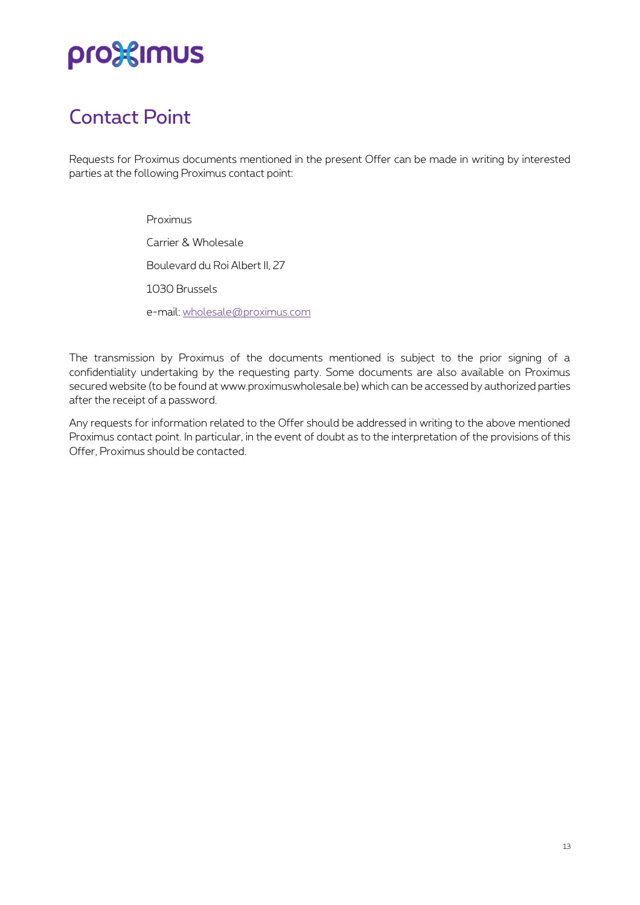# Contact Point

Requests for Proximus documents mentioned in the present Offer can be made in writing by interested parties at the following Proximus contact point:

> Proximus
>
> Carrier & Wholesale
>
> Boulevard du Roi Albert II, 27
>
> 1030 Brussels
>
> e-mail: wholesale@proximus.com

The transmission by Proximus of the documents mentioned is subject to the prior signing of a confidentiality undertaking by the requesting party. Some documents are also available on Proximus secured website (to be found at www.proximuswholesale.be) which can be accessed by authorized parties after the receipt of a password.

Any requests for information related to the Offer should be addressed in writing to the above mentioned Proximus contact point. In particular, in the event of doubt as to the interpretation of the provisions of this Offer, Proximus should be contacted.